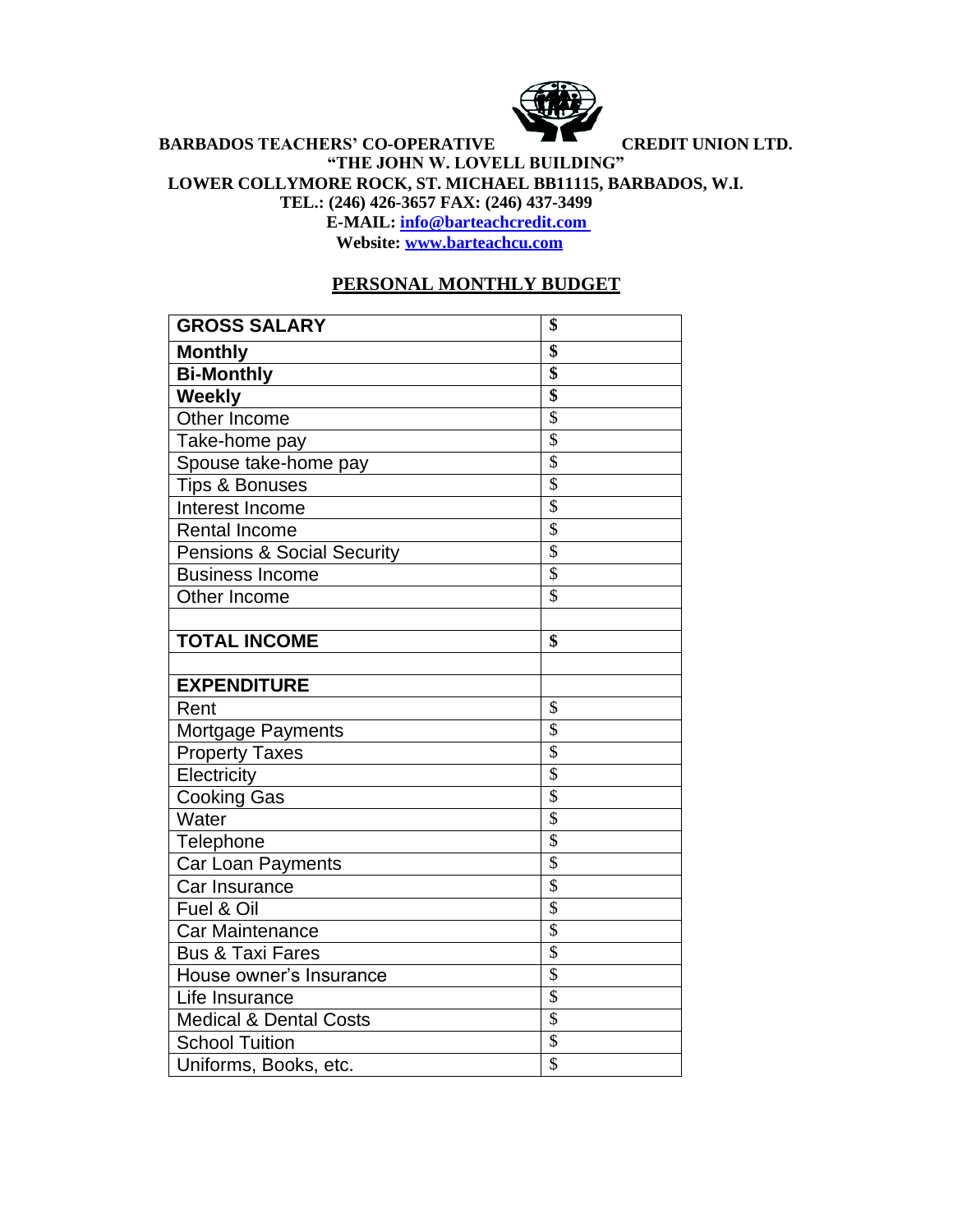**BARBADOS TEACHERS' CO-OPERATIVE CREDIT UNION LTD.**

**"THE JOHN W. LOVELL BUILDING"**

**LOWER COLLYMORE ROCK, ST. MICHAEL BB11115, BARBADOS, W.I.**

**TEL.: (246) 426-3657 FAX: (246) 437-3499**

**E-MAIL: info@barteachcredit.com**

**Website: www.barteachcu.com**

## PERSONAL MONTHLY BUDGET

| **GROSS SALARY** | **$** |
|---|---|
| **Monthly** | **$** |
| **Bi-Monthly** | **$** |
| **Weekly** | **$** |
| Other Income | $ |
| Take-home pay | $ |
| Spouse take-home pay | $ |
| Tips & Bonuses | $ |
| Interest Income | $ |
| Rental Income | $ |
| Pensions & Social Security | $ |
| Business Income | $ |
| Other Income | $ |
| | |
| **TOTAL INCOME** | **$** |
| | |
| **EXPENDITURE** | |
| Rent | $ |
| Mortgage Payments | $ |
| Property Taxes | $ |
| Electricity | $ |
| Cooking Gas | $ |
| Water | $ |
| Telephone | $ |
| Car Loan Payments | $ |
| Car Insurance | $ |
| Fuel & Oil | $ |
| Car Maintenance | $ |
| Bus & Taxi Fares | $ |
| House owner's Insurance | $ |
| Life Insurance | $ |
| Medical & Dental Costs | $ |
| School Tuition | $ |
| Uniforms, Books, etc. | $ |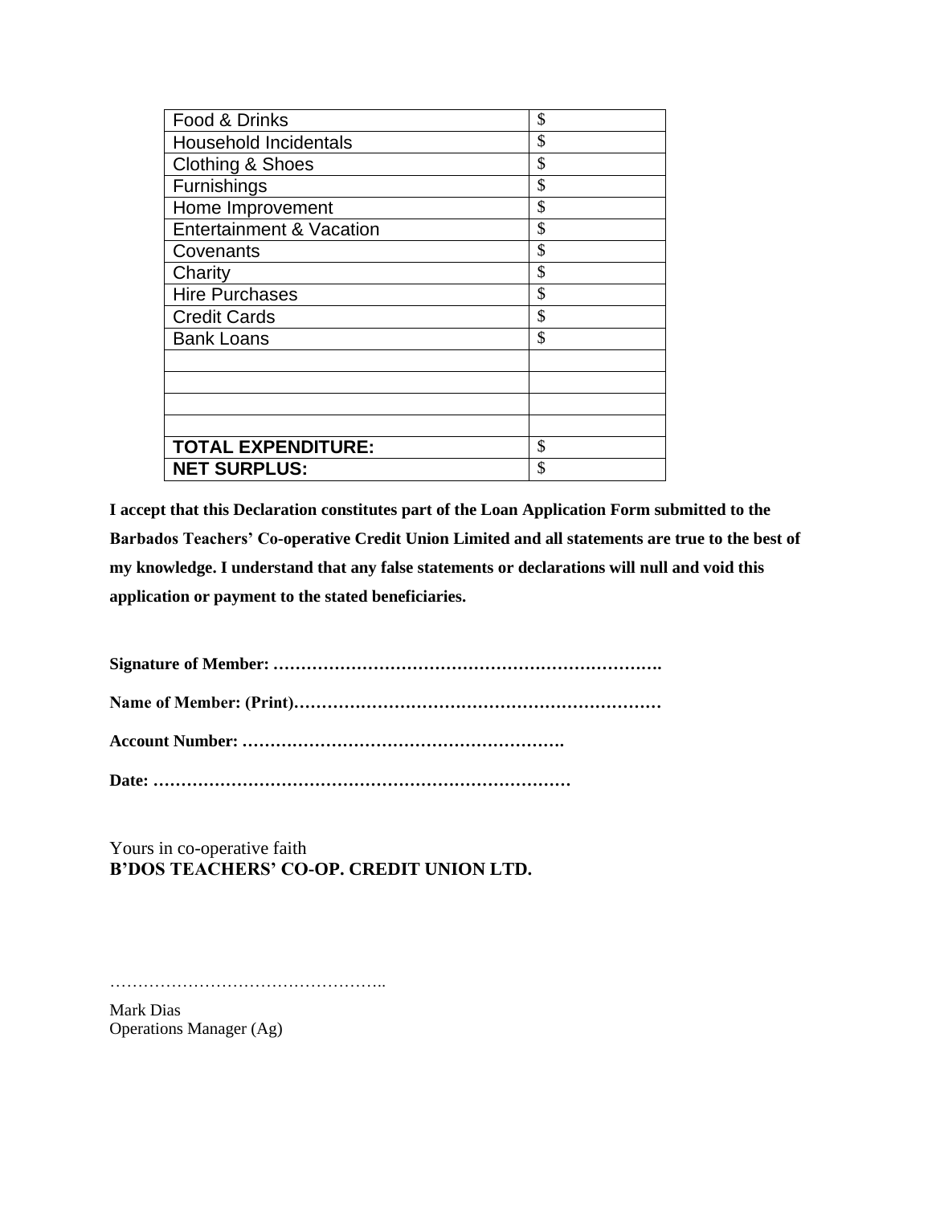| | |
|---|---|
| Food & Drinks | $ |
| Household Incidentals | $ |
| Clothing & Shoes | $ |
| Furnishings | $ |
| Home Improvement | $ |
| Entertainment & Vacation | $ |
| Covenants | $ |
| Charity | $ |
| Hire Purchases | $ |
| Credit Cards | $ |
| Bank Loans | $ |
| | |
| | |
| | |
| | |
| **TOTAL EXPENDITURE:** | $ |
| **NET SURPLUS:** | $ |

**I accept that this Declaration constitutes part of the Loan Application Form submitted to the Barbados Teachers' Co-operative Credit Union Limited and all statements are true to the best of my knowledge. I understand that any false statements or declarations will null and void this application or payment to the stated beneficiaries.**

**Signature of Member: …………………………………………………………….**

**Name of Member: (Print)…………………………………………………………**

**Account Number: ………………………………………………….**

**Date: …………………………………………………………………**

Yours in co-operative faith
**B'DOS TEACHERS' CO-OP. CREDIT UNION LTD.**

…………………………………………..

Mark Dias
Operations Manager (Ag)